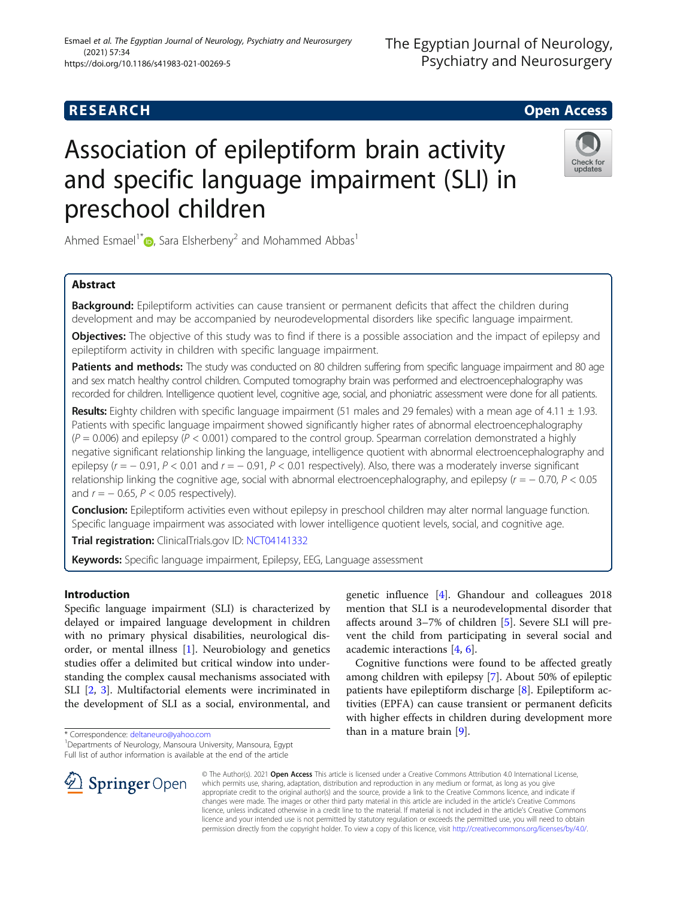RESEARCH

Open Access

# Association of epileptiform brain activity and specific language impairment (SLI) in preschool children

Ahmed Esmael[1*], Sara Elsherbeny[2] and Mohammed Abbas[1]

## Abstract

**Background:** Epileptiform activities can cause transient or permanent deficits that affect the children during development and may be accompanied by neurodevelopmental disorders like specific language impairment.

**Objectives:** The objective of this study was to find if there is a possible association and the impact of epilepsy and epileptiform activity in children with specific language impairment.

**Patients and methods:** The study was conducted on 80 children suffering from specific language impairment and 80 age and sex match healthy control children. Computed tomography brain was performed and electroencephalography was recorded for children. Intelligence quotient level, cognitive age, social, and phoniatric assessment were done for all patients.

**Results:** Eighty children with specific language impairment (51 males and 29 females) with a mean age of 4.11 ± 1.93. Patients with specific language impairment showed significantly higher rates of abnormal electroencephalography ($P = 0.006$) and epilepsy ($P < 0.001$) compared to the control group. Spearman correlation demonstrated a highly negative significant relationship linking the language, intelligence quotient with abnormal electroencephalography and epilepsy ($r = -0.91$, $P < 0.01$ and $r = -0.91$, $P < 0.01$ respectively). Also, there was a moderately inverse significant relationship linking the cognitive age, social with abnormal electroencephalography, and epilepsy ($r = -0.70$, $P < 0.05$ and $r = -0.65$, $P < 0.05$ respectively).

**Conclusion:** Epileptiform activities even without epilepsy in preschool children may alter normal language function. Specific language impairment was associated with lower intelligence quotient levels, social, and cognitive age.

**Trial registration:** ClinicalTrials.gov ID: NCT04141332

**Keywords:** Specific language impairment, Epilepsy, EEG, Language assessment

## Introduction

Specific language impairment (SLI) is characterized by delayed or impaired language development in children with no primary physical disabilities, neurological disorder, or mental illness [1]. Neurobiology and genetics studies offer a delimited but critical window into understanding the complex causal mechanisms associated with SLI [2, 3]. Multifactorial elements were incriminated in the development of SLI as a social, environmental, and genetic influence [4]. Ghandour and colleagues 2018 mention that SLI is a neurodevelopmental disorder that affects around 3–7% of children [5]. Severe SLI will prevent the child from participating in several social and academic interactions [4, 6].

Cognitive functions were found to be affected greatly among children with epilepsy [7]. About 50% of epileptic patients have epileptiform discharge [8]. Epileptiform activities (EPFA) can cause transient or permanent deficits with higher effects in children during development more than in a mature brain [9].

* Correspondence: deltaneuro@yahoo.com
[1]Departments of Neurology, Mansoura University, Mansoura, Egypt
Full list of author information is available at the end of the article

© The Author(s). 2021 **Open Access** This article is licensed under a Creative Commons Attribution 4.0 International License, which permits use, sharing, adaptation, distribution and reproduction in any medium or format, as long as you give appropriate credit to the original author(s) and the source, provide a link to the Creative Commons licence, and indicate if changes were made. The images or other third party material in this article are included in the article's Creative Commons licence, unless indicated otherwise in a credit line to the material. If material is not included in the article's Creative Commons licence and your intended use is not permitted by statutory regulation or exceeds the permitted use, you will need to obtain permission directly from the copyright holder. To view a copy of this licence, visit http://creativecommons.org/licenses/by/4.0/.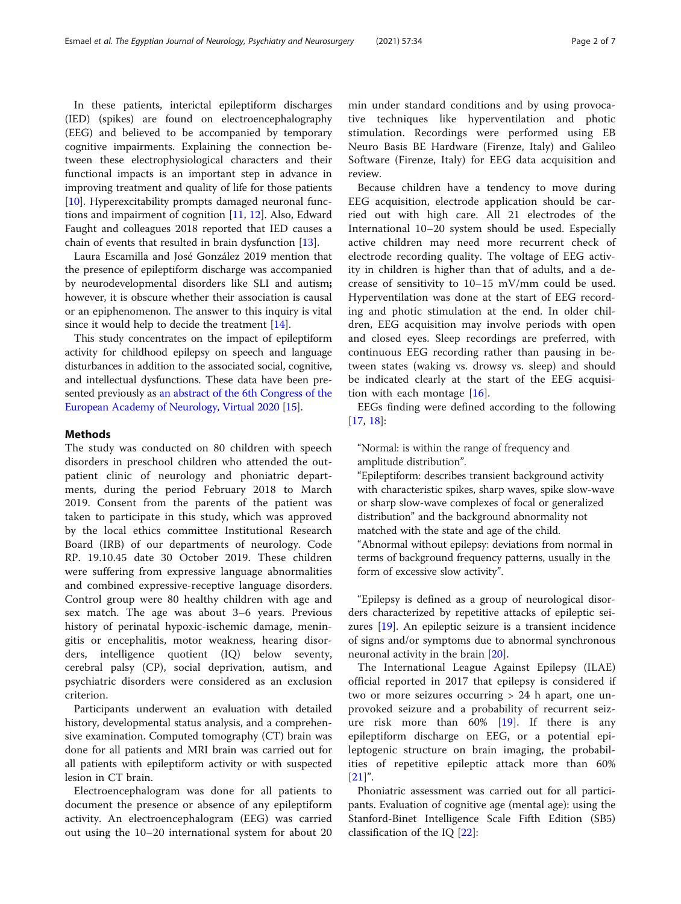In these patients, interictal epileptiform discharges (IED) (spikes) are found on electroencephalography (EEG) and believed to be accompanied by temporary cognitive impairments. Explaining the connection between these electrophysiological characters and their functional impacts is an important step in advance in improving treatment and quality of life for those patients [10]. Hyperexcitability prompts damaged neuronal functions and impairment of cognition [11, 12]. Also, Edward Faught and colleagues 2018 reported that IED causes a chain of events that resulted in brain dysfunction [13].

Laura Escamilla and José González 2019 mention that the presence of epileptiform discharge was accompanied by neurodevelopmental disorders like SLI and autism; however, it is obscure whether their association is causal or an epiphenomenon. The answer to this inquiry is vital since it would help to decide the treatment [14].

This study concentrates on the impact of epileptiform activity for childhood epilepsy on speech and language disturbances in addition to the associated social, cognitive, and intellectual dysfunctions. These data have been presented previously as an abstract of the 6th Congress of the European Academy of Neurology, Virtual 2020 [15].

## Methods

The study was conducted on 80 children with speech disorders in preschool children who attended the outpatient clinic of neurology and phoniatric departments, during the period February 2018 to March 2019. Consent from the parents of the patient was taken to participate in this study, which was approved by the local ethics committee Institutional Research Board (IRB) of our departments of neurology. Code RP. 19.10.45 date 30 October 2019. These children were suffering from expressive language abnormalities and combined expressive-receptive language disorders. Control group were 80 healthy children with age and sex match. The age was about 3–6 years. Previous history of perinatal hypoxic-ischemic damage, meningitis or encephalitis, motor weakness, hearing disorders, intelligence quotient (IQ) below seventy, cerebral palsy (CP), social deprivation, autism, and psychiatric disorders were considered as an exclusion criterion.

Participants underwent an evaluation with detailed history, developmental status analysis, and a comprehensive examination. Computed tomography (CT) brain was done for all patients and MRI brain was carried out for all patients with epileptiform activity or with suspected lesion in CT brain.

Electroencephalogram was done for all patients to document the presence or absence of any epileptiform activity. An electroencephalogram (EEG) was carried out using the 10–20 international system for about 20 min under standard conditions and by using provocative techniques like hyperventilation and photic stimulation. Recordings were performed using EB Neuro Basis BE Hardware (Firenze, Italy) and Galileo Software (Firenze, Italy) for EEG data acquisition and review.

Because children have a tendency to move during EEG acquisition, electrode application should be carried out with high care. All 21 electrodes of the International 10–20 system should be used. Especially active children may need more recurrent check of electrode recording quality. The voltage of EEG activity in children is higher than that of adults, and a decrease of sensitivity to 10–15 mV/mm could be used. Hyperventilation was done at the start of EEG recording and photic stimulation at the end. In older children, EEG acquisition may involve periods with open and closed eyes. Sleep recordings are preferred, with continuous EEG recording rather than pausing in between states (waking vs. drowsy vs. sleep) and should be indicated clearly at the start of the EEG acquisition with each montage [16].

EEGs finding were defined according to the following [17, 18]:

> "Normal: is within the range of frequency and amplitude distribution".
>
> "Epileptiform: describes transient background activity with characteristic spikes, sharp waves, spike slow-wave or sharp slow-wave complexes of focal or generalized distribution" and the background abnormality not matched with the state and age of the child.
>
> "Abnormal without epilepsy: deviations from normal in terms of background frequency patterns, usually in the form of excessive slow activity".

"Epilepsy is defined as a group of neurological disorders characterized by repetitive attacks of epileptic seizures [19]. An epileptic seizure is a transient incidence of signs and/or symptoms due to abnormal synchronous neuronal activity in the brain [20].

The International League Against Epilepsy (ILAE) official reported in 2017 that epilepsy is considered if two or more seizures occurring > 24 h apart, one unprovoked seizure and a probability of recurrent seizure risk more than 60% [19]. If there is any epileptiform discharge on EEG, or a potential epileptogenic structure on brain imaging, the probabilities of repetitive epileptic attack more than 60% [21]".

Phoniatric assessment was carried out for all participants. Evaluation of cognitive age (mental age): using the Stanford-Binet Intelligence Scale Fifth Edition (SB5) classification of the IQ [22]: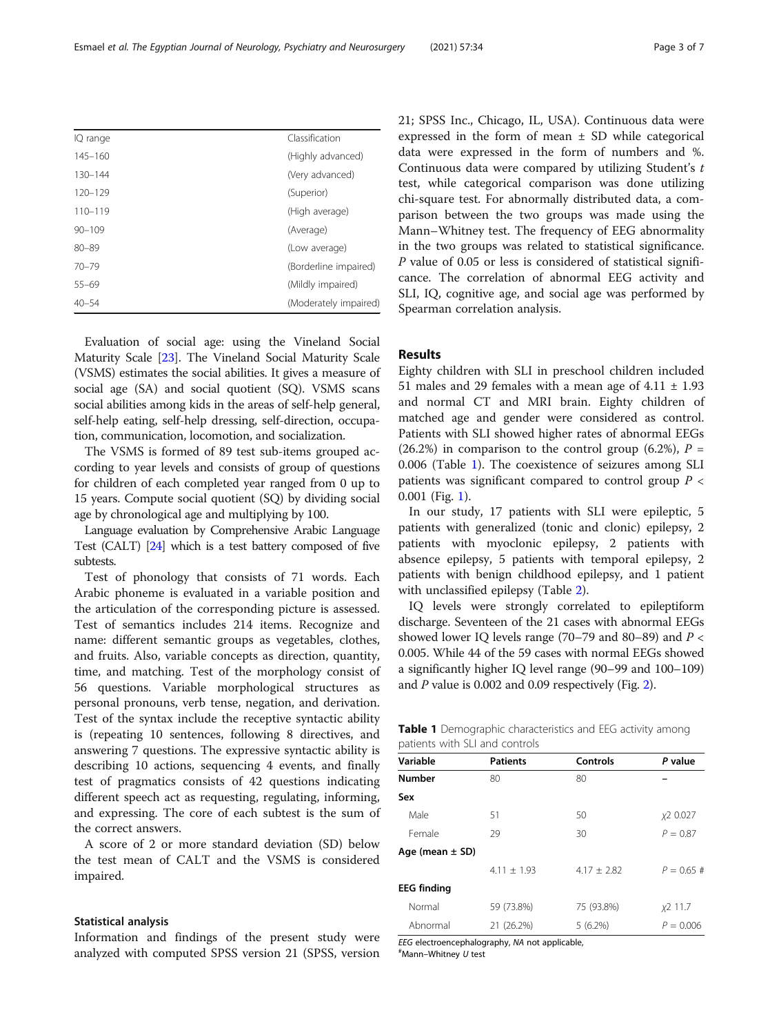| IQ range | Classification |
| --- | --- |
| 145–160 | (Highly advanced) |
| 130–144 | (Very advanced) |
| 120–129 | (Superior) |
| 110–119 | (High average) |
| 90–109 | (Average) |
| 80–89 | (Low average) |
| 70–79 | (Borderline impaired) |
| 55–69 | (Mildly impaired) |
| 40–54 | (Moderately impaired) |

Evaluation of social age: using the Vineland Social Maturity Scale [23]. The Vineland Social Maturity Scale (VSMS) estimates the social abilities. It gives a measure of social age (SA) and social quotient (SQ). VSMS scans social abilities among kids in the areas of self-help general, self-help eating, self-help dressing, self-direction, occupation, communication, locomotion, and socialization.

The VSMS is formed of 89 test sub-items grouped according to year levels and consists of group of questions for children of each completed year ranged from 0 up to 15 years. Compute social quotient (SQ) by dividing social age by chronological age and multiplying by 100.

Language evaluation by Comprehensive Arabic Language Test (CALT) [24] which is a test battery composed of five subtests.

Test of phonology that consists of 71 words. Each Arabic phoneme is evaluated in a variable position and the articulation of the corresponding picture is assessed. Test of semantics includes 214 items. Recognize and name: different semantic groups as vegetables, clothes, and fruits. Also, variable concepts as direction, quantity, time, and matching. Test of the morphology consist of 56 questions. Variable morphological structures as personal pronouns, verb tense, negation, and derivation. Test of the syntax include the receptive syntactic ability is (repeating 10 sentences, following 8 directives, and answering 7 questions. The expressive syntactic ability is describing 10 actions, sequencing 4 events, and finally test of pragmatics consists of 42 questions indicating different speech act as requesting, regulating, informing, and expressing. The core of each subtest is the sum of the correct answers.

A score of 2 or more standard deviation (SD) below the test mean of CALT and the VSMS is considered impaired.

### Statistical analysis

Information and findings of the present study were analyzed with computed SPSS version 21 (SPSS, version 21; SPSS Inc., Chicago, IL, USA). Continuous data were expressed in the form of mean ± SD while categorical data were expressed in the form of numbers and %. Continuous data were compared by utilizing Student's *t* test, while categorical comparison was done utilizing chi-square test. For abnormally distributed data, a comparison between the two groups was made using the Mann–Whitney test. The frequency of EEG abnormality in the two groups was related to statistical significance. *P* value of 0.05 or less is considered of statistical significance. The correlation of abnormal EEG activity and SLI, IQ, cognitive age, and social age was performed by Spearman correlation analysis.

## Results

Eighty children with SLI in preschool children included 51 males and 29 females with a mean age of 4.11 ± 1.93 and normal CT and MRI brain. Eighty children of matched age and gender were considered as control. Patients with SLI showed higher rates of abnormal EEGs (26.2%) in comparison to the control group (6.2%), $P = 0.006$ (Table 1). The coexistence of seizures among SLI patients was significant compared to control group $P < 0.001$ (Fig. 1).

In our study, 17 patients with SLI were epileptic, 5 patients with generalized (tonic and clonic) epilepsy, 2 patients with myoclonic epilepsy, 2 patients with absence epilepsy, 5 patients with temporal epilepsy, 2 patients with benign childhood epilepsy, and 1 patient with unclassified epilepsy (Table 2).

IQ levels were strongly correlated to epileptiform discharge. Seventeen of the 21 cases with abnormal EEGs showed lower IQ levels range (70–79 and 80–89) and $P < 0.005$. While 44 of the 59 cases with normal EEGs showed a significantly higher IQ level range (90–99 and 100–109) and *P* value is 0.002 and 0.09 respectively (Fig. 2).

**Table 1** Demographic characteristics and EEG activity among patients with SLI and controls

| Variable | Patients | Controls | *P* value |
| --- | --- | --- | --- |
| **Number** | 80 | 80 | – |
| **Sex** | | | |
| Male | 51 | 50 | $\chi2$ 0.027 |
| Female | 29 | 30 | $P = 0.87$ |
| **Age (mean ± SD)** | | | |
| | 4.11 ± 1.93 | 4.17 ± 2.82 | $P = 0.65$ # |
| **EEG finding** | | | |
| Normal | 59 (73.8%) | 75 (93.8%) | $\chi2$ 11.7 |
| Abnormal | 21 (26.2%) | 5 (6.2%) | $P = 0.006$ |

*EEG* electroencephalography, *NA* not applicable,
[#]Mann–Whitney *U* test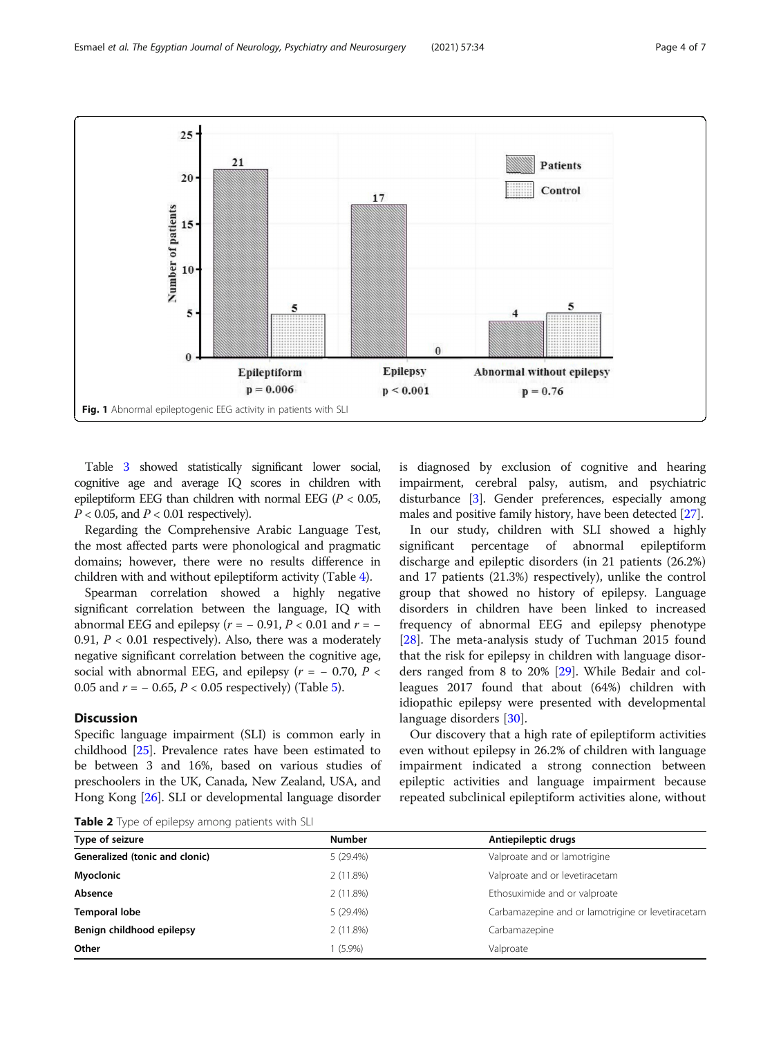25
20
15
10
5
0

Number of patients

21
5
17
0
4
5

Patients
Control

Epileptiform
p = 0.006

Epilepsy
p < 0.001

Abnormal without epilepsy
p = 0.76

**Fig. 1** Abnormal epileptogenic EEG activity in patients with SLI

Table 3 showed statistically significant lower social, cognitive age and average IQ scores in children with epileptiform EEG than children with normal EEG ($P < 0.05$, $P < 0.05$, and $P < 0.01$ respectively).

Regarding the Comprehensive Arabic Language Test, the most affected parts were phonological and pragmatic domains; however, there were no results difference in children with and without epileptiform activity (Table 4).

Spearman correlation showed a highly negative significant correlation between the language, IQ with abnormal EEG and epilepsy ($r = -0.91$, $P < 0.01$ and $r = -0.91$, $P < 0.01$ respectively). Also, there was a moderately negative significant correlation between the cognitive age, social with abnormal EEG, and epilepsy ($r = -0.70$, $P < 0.05$ and $r = -0.65$, $P < 0.05$ respectively) (Table 5).

## Discussion

Specific language impairment (SLI) is common early in childhood [25]. Prevalence rates have been estimated to be between 3 and 16%, based on various studies of preschoolers in the UK, Canada, New Zealand, USA, and Hong Kong [26]. SLI or developmental language disorder is diagnosed by exclusion of cognitive and hearing impairment, cerebral palsy, autism, and psychiatric disturbance [3]. Gender preferences, especially among males and positive family history, have been detected [27].

In our study, children with SLI showed a highly significant percentage of abnormal epileptiform discharge and epileptic disorders (in 21 patients (26.2%) and 17 patients (21.3%) respectively), unlike the control group that showed no history of epilepsy. Language disorders in children have been linked to increased frequency of abnormal EEG and epilepsy phenotype [28]. The meta-analysis study of Tuchman 2015 found that the risk for epilepsy in children with language disorders ranged from 8 to 20% [29]. While Bedair and colleagues 2017 found that about (64%) children with idiopathic epilepsy were presented with developmental language disorders [30].

Our discovery that a high rate of epileptiform activities even without epilepsy in 26.2% of children with language impairment indicated a strong connection between epileptic activities and language impairment because repeated subclinical epileptiform activities alone, without

**Table 2** Type of epilepsy among patients with SLI

| Type of seizure | Number | Antiepileptic drugs |
|---|---|---|
| **Generalized (tonic and clonic)** | 5 (29.4%) | Valproate and or lamotrigine |
| **Myoclonic** | 2 (11.8%) | Valproate and or levetiracetam |
| **Absence** | 2 (11.8%) | Ethosuximide and or valproate |
| **Temporal lobe** | 5 (29.4%) | Carbamazepine and or lamotrigine or levetiracetam |
| **Benign childhood epilepsy** | 2 (11.8%) | Carbamazepine |
| **Other** | 1 (5.9%) | Valproate |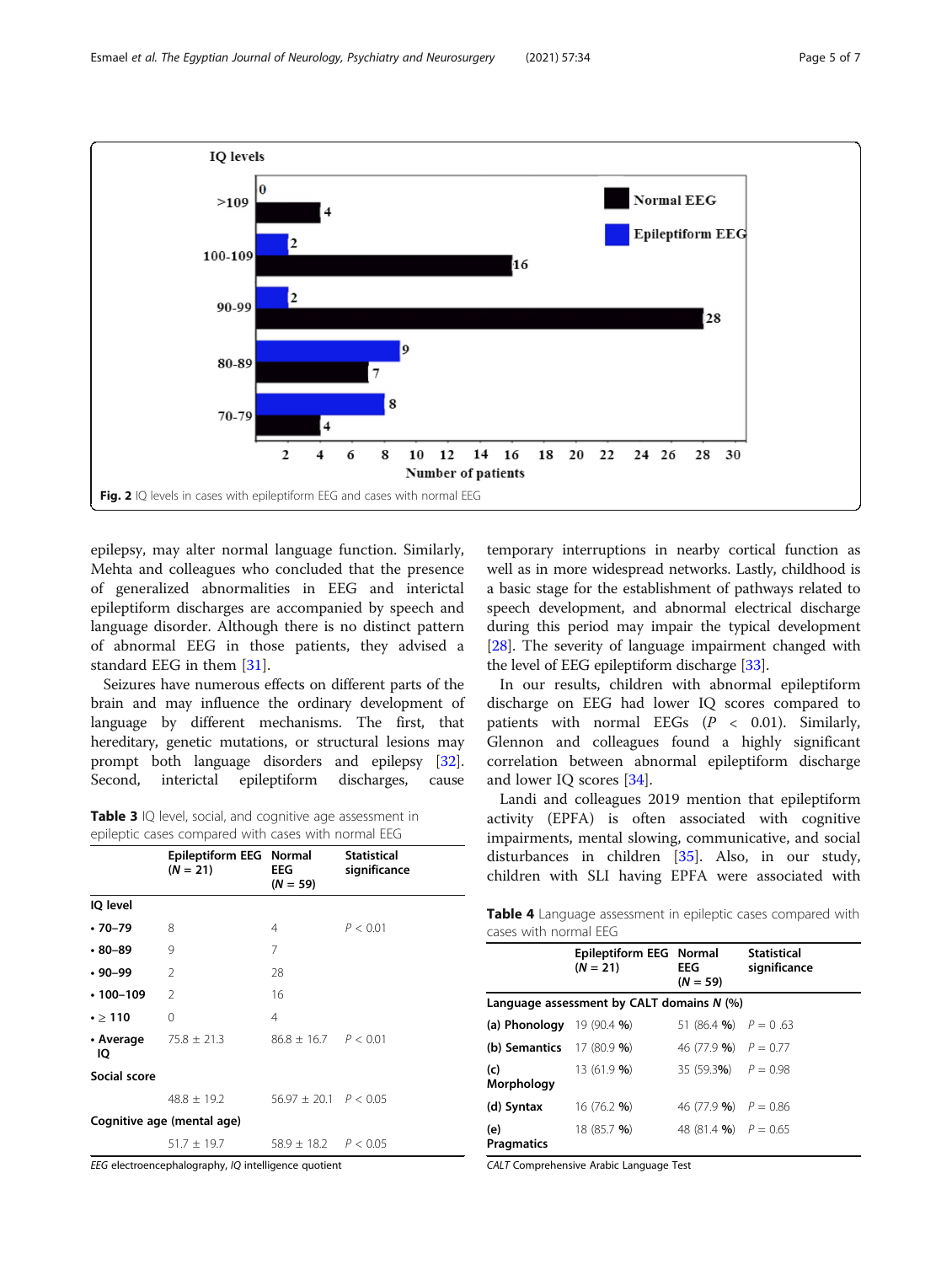IQ levels

>109

100-109

90-99

80-89

70-79

0

4

2

16

2

28

9

7

8

4

Normal EEG

Epileptiform EEG

2 4 6 8 10 12 14 16 18 20 22 24 26 28 30

Number of patients

**Fig. 2** IQ levels in cases with epileptiform EEG and cases with normal EEG

epilepsy, may alter normal language function. Similarly, Mehta and colleagues who concluded that the presence of generalized abnormalities in EEG and interictal epileptiform discharges are accompanied by speech and language disorder. Although there is no distinct pattern of abnormal EEG in those patients, they advised a standard EEG in them [31].

Seizures have numerous effects on different parts of the brain and may influence the ordinary development of language by different mechanisms. The first, that hereditary, genetic mutations, or structural lesions may prompt both language disorders and epilepsy [32]. Second, interictal epileptiform discharges, cause temporary interruptions in nearby cortical function as well as in more widespread networks. Lastly, childhood is a basic stage for the establishment of pathways related to speech development, and abnormal electrical discharge during this period may impair the typical development [28]. The severity of language impairment changed with the level of EEG epileptiform discharge [33].

In our results, children with abnormal epileptiform discharge on EEG had lower IQ scores compared to patients with normal EEGs ($P < 0.01$). Similarly, Glennon and colleagues found a highly significant correlation between abnormal epileptiform discharge and lower IQ scores [34].

Landi and colleagues 2019 mention that epileptiform activity (EPFA) is often associated with cognitive impairments, mental slowing, communicative, and social disturbances in children [35]. Also, in our study, children with SLI having EPFA were associated with

**Table 3** IQ level, social, and cognitive age assessment in epileptic cases compared with cases with normal EEG

| | Epileptiform EEG ($N = 21$) | Normal EEG ($N = 59$) | Statistical significance |
|---|---|---|---|
| **IQ level** | | | |
| **• 70–79** | 8 | 4 | $P < 0.01$ |
| **• 80–89** | 9 | 7 | |
| **• 90–99** | 2 | 28 | |
| **• 100–109** | 2 | 16 | |
| **• ≥ 110** | 0 | 4 | |
| **• Average IQ** | 75.8 ± 21.3 | 86.8 ± 16.7 | $P < 0.01$ |
| **Social score** | | | |
| | 48.8 ± 19.2 | 56.97 ± 20.1 | $P < 0.05$ |
| **Cognitive age (mental age)** | | | |
| | 51.7 ± 19.7 | 58.9 ± 18.2 | $P < 0.05$ |

*EEG* electroencephalography, *IQ* intelligence quotient

**Table 4** Language assessment in epileptic cases compared with cases with normal EEG

| | Epileptiform EEG ($N = 21$) | Normal EEG ($N = 59$) | Statistical significance |
|---|---|---|---|
| **Language assessment by CALT domains N (%)** | | | |
| **(a) Phonology** | 19 (90.4 %) | 51 (86.4 %) | $P = 0$ .63 |
| **(b) Semantics** | 17 (80.9 %) | 46 (77.9 %) | $P = 0.77$ |
| **(c) Morphology** | 13 (61.9 %) | 35 (59.3%) | $P = 0.98$ |
| **(d) Syntax** | 16 (76.2 %) | 46 (77.9 %) | $P = 0.86$ |
| **(e) Pragmatics** | 18 (85.7 %) | 48 (81.4 %) | $P = 0.65$ |

*CALT* Comprehensive Arabic Language Test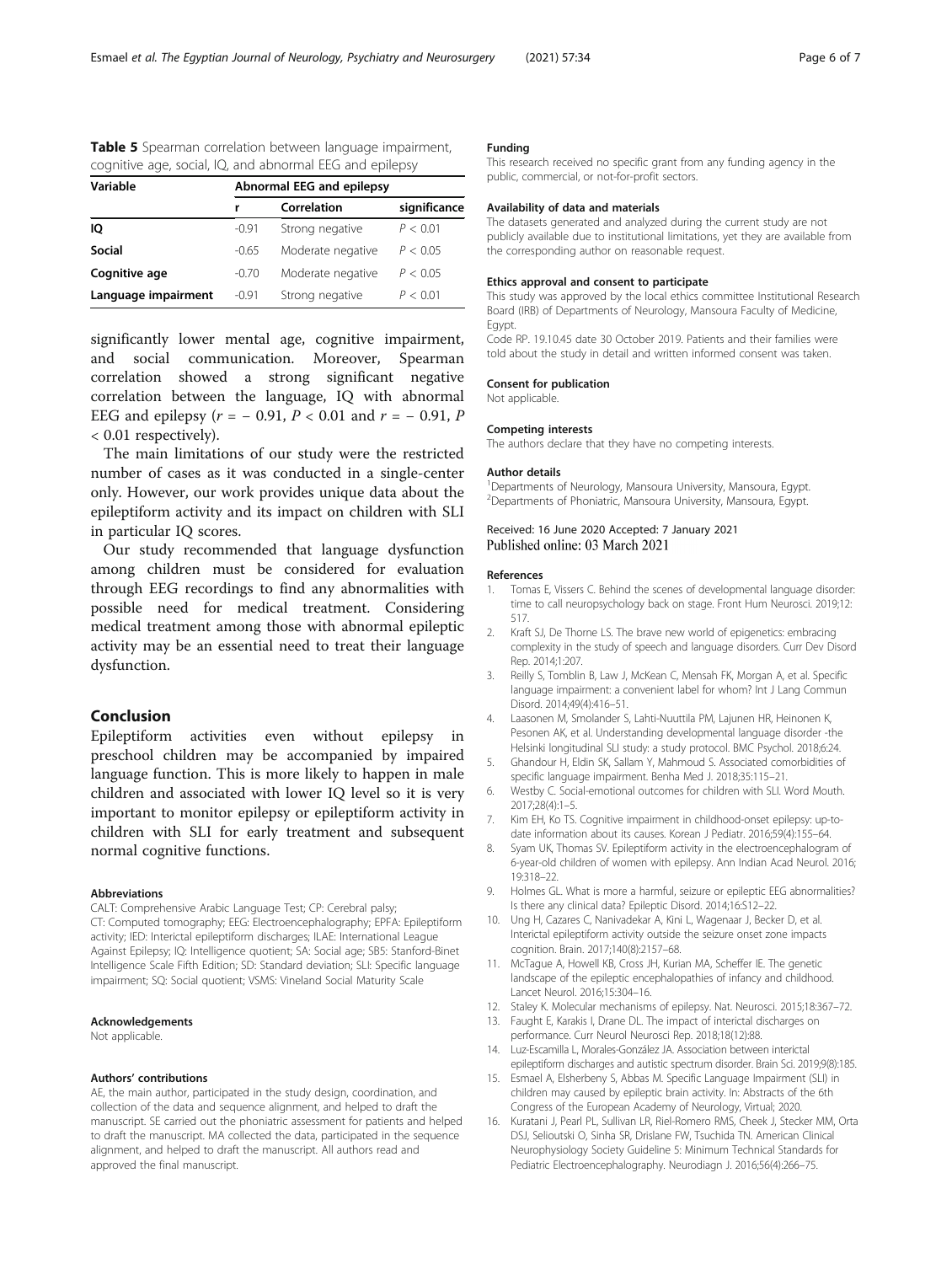**Table 5** Spearman correlation between language impairment, cognitive age, social, IQ, and abnormal EEG and epilepsy

| Variable | Abnormal EEG and epilepsy | | |
|---|---|---|---|
| | r | Correlation | significance |
| **IQ** | -0.91 | Strong negative | $P < 0.01$ |
| **Social** | -0.65 | Moderate negative | $P < 0.05$ |
| **Cognitive age** | -0.70 | Moderate negative | $P < 0.05$ |
| **Language impairment** | -0.91 | Strong negative | $P < 0.01$ |

significantly lower mental age, cognitive impairment, and social communication. Moreover, Spearman correlation showed a strong significant negative correlation between the language, IQ with abnormal EEG and epilepsy ($r = -0.91$, $P < 0.01$ and $r = -0.91$, $P < 0.01$ respectively).

The main limitations of our study were the restricted number of cases as it was conducted in a single-center only. However, our work provides unique data about the epileptiform activity and its impact on children with SLI in particular IQ scores.

Our study recommended that language dysfunction among children must be considered for evaluation through EEG recordings to find any abnormalities with possible need for medical treatment. Considering medical treatment among those with abnormal epileptic activity may be an essential need to treat their language dysfunction.

## Conclusion

Epileptiform activities even without epilepsy in preschool children may be accompanied by impaired language function. This is more likely to happen in male children and associated with lower IQ level so it is very important to monitor epilepsy or epileptiform activity in children with SLI for early treatment and subsequent normal cognitive functions.

#### Abbreviations

CALT: Comprehensive Arabic Language Test; CP: Cerebral palsy; CT: Computed tomography; EEG: Electroencephalography; EPFA: Epileptiform activity; IED: Interictal epileptiform discharges; ILAE: International League Against Epilepsy; IQ: Intelligence quotient; SA: Social age; SB5: Stanford-Binet Intelligence Scale Fifth Edition; SD: Standard deviation; SLI: Specific language impairment; SQ: Social quotient; VSMS: Vineland Social Maturity Scale

#### Acknowledgements

Not applicable.

#### Authors' contributions

AE, the main author, participated in the study design, coordination, and collection of the data and sequence alignment, and helped to draft the manuscript. SE carried out the phoniatric assessment for patients and helped to draft the manuscript. MA collected the data, participated in the sequence alignment, and helped to draft the manuscript. All authors read and approved the final manuscript.

#### Funding

This research received no specific grant from any funding agency in the public, commercial, or not-for-profit sectors.

#### Availability of data and materials

The datasets generated and analyzed during the current study are not publicly available due to institutional limitations, yet they are available from the corresponding author on reasonable request.

#### Ethics approval and consent to participate

This study was approved by the local ethics committee Institutional Research Board (IRB) of Departments of Neurology, Mansoura Faculty of Medicine, Egypt.

Code RP. 19.10.45 date 30 October 2019. Patients and their families were told about the study in detail and written informed consent was taken.

#### Consent for publication

Not applicable.

#### Competing interests

The authors declare that they have no competing interests.

#### Author details

[1]Departments of Neurology, Mansoura University, Mansoura, Egypt. [2]Departments of Phoniatric, Mansoura University, Mansoura, Egypt.

Received: 16 June 2020 Accepted: 7 January 2021
Published online: 03 March 2021

#### References

1. Tomas E, Vissers C. Behind the scenes of developmental language disorder: time to call neuropsychology back on stage. Front Hum Neurosci. 2019;12: 517.
2. Kraft SJ, De Thorne LS. The brave new world of epigenetics: embracing complexity in the study of speech and language disorders. Curr Dev Disord Rep. 2014;1:207.
3. Reilly S, Tomblin B, Law J, McKean C, Mensah FK, Morgan A, et al. Specific language impairment: a convenient label for whom? Int J Lang Commun Disord. 2014;49(4):416–51.
4. Laasonen M, Smolander S, Lahti-Nuuttila PM, Lajunen HR, Heinonen K, Pesonen AK, et al. Understanding developmental language disorder -the Helsinki longitudinal SLI study: a study protocol. BMC Psychol. 2018;6:24.
5. Ghandour H, Eldin SK, Sallam Y, Mahmoud S. Associated comorbidities of specific language impairment. Benha Med J. 2018;35:115–21.
6. Westby C. Social-emotional outcomes for children with SLI. Word Mouth. 2017;28(4):1–5.
7. Kim EH, Ko TS. Cognitive impairment in childhood-onset epilepsy: up-to-date information about its causes. Korean J Pediatr. 2016;59(4):155–64.
8. Syam UK, Thomas SV. Epileptiform activity in the electroencephalogram of 6-year-old children of women with epilepsy. Ann Indian Acad Neurol. 2016; 19:318–22.
9. Holmes GL. What is more a harmful, seizure or epileptic EEG abnormalities? Is there any clinical data? Epileptic Disord. 2014;16:S12–22.
10. Ung H, Cazares C, Nanivadekar A, Kini L, Wagenaar J, Becker D, et al. Interictal epileptiform activity outside the seizure onset zone impacts cognition. Brain. 2017;140(8):2157–68.
11. McTague A, Howell KB, Cross JH, Kurian MA, Scheffer IE. The genetic landscape of the epileptic encephalopathies of infancy and childhood. Lancet Neurol. 2016;15:304–16.
12. Staley K. Molecular mechanisms of epilepsy. Nat. Neurosci. 2015;18:367–72.
13. Faught E, Karakis I, Drane DL. The impact of interictal discharges on performance. Curr Neurol Neurosci Rep. 2018;18(12):88.
14. Luz-Escamilla L, Morales-González JA. Association between interictal epileptiform discharges and autistic spectrum disorder. Brain Sci. 2019;9(8):185.
15. Esmael A, Elsherbeny S, Abbas M. Specific Language Impairment (SLI) in children may caused by epileptic brain activity. In: Abstracts of the 6th Congress of the European Academy of Neurology, Virtual; 2020.
16. Kuratani J, Pearl PL, Sullivan LR, Riel-Romero RMS, Cheek J, Stecker MM, Orta DSJ, Selioutski O, Sinha SR, Drislane FW, Tsuchida TN. American Clinical Neurophysiology Society Guideline 5: Minimum Technical Standards for Pediatric Electroencephalography. Neurodiagn J. 2016;56(4):266–75.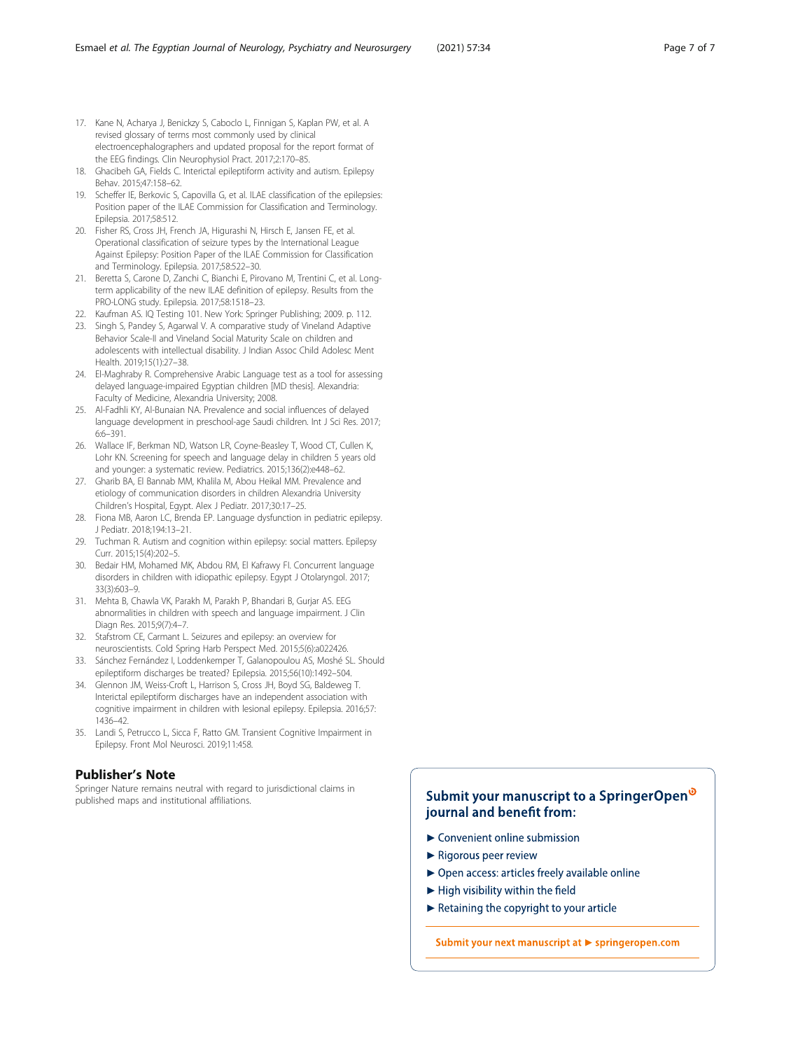17. Kane N, Acharya J, Benickzy S, Caboclo L, Finnigan S, Kaplan PW, et al. A revised glossary of terms most commonly used by clinical electroencephalographers and updated proposal for the report format of the EEG findings. Clin Neurophysiol Pract. 2017;2:170–85.
18. Ghacibeh GA, Fields C. Interictal epileptiform activity and autism. Epilepsy Behav. 2015;47:158–62.
19. Scheffer IE, Berkovic S, Capovilla G, et al. ILAE classification of the epilepsies: Position paper of the ILAE Commission for Classification and Terminology. Epilepsia. 2017;58:512.
20. Fisher RS, Cross JH, French JA, Higurashi N, Hirsch E, Jansen FE, et al. Operational classification of seizure types by the International League Against Epilepsy: Position Paper of the ILAE Commission for Classification and Terminology. Epilepsia. 2017;58:522–30.
21. Beretta S, Carone D, Zanchi C, Bianchi E, Pirovano M, Trentini C, et al. Long-term applicability of the new ILAE definition of epilepsy. Results from the PRO-LONG study. Epilepsia. 2017;58:1518–23.
22. Kaufman AS. IQ Testing 101. New York: Springer Publishing; 2009. p. 112.
23. Singh S, Pandey S, Agarwal V. A comparative study of Vineland Adaptive Behavior Scale-II and Vineland Social Maturity Scale on children and adolescents with intellectual disability. J Indian Assoc Child Adolesc Ment Health. 2019;15(1):27–38.
24. El-Maghraby R. Comprehensive Arabic Language test as a tool for assessing delayed language-impaired Egyptian children [MD thesis]. Alexandria: Faculty of Medicine, Alexandria University; 2008.
25. Al-Fadhli KY, Al-Bunaian NA. Prevalence and social influences of delayed language development in preschool-age Saudi children. Int J Sci Res. 2017; 6:6–391.
26. Wallace IF, Berkman ND, Watson LR, Coyne-Beasley T, Wood CT, Cullen K, Lohr KN. Screening for speech and language delay in children 5 years old and younger: a systematic review. Pediatrics. 2015;136(2):e448–62.
27. Gharib BA, El Bannab MM, Khalila M, Abou Heikal MM. Prevalence and etiology of communication disorders in children Alexandria University Children's Hospital, Egypt. Alex J Pediatr. 2017;30:17–25.
28. Fiona MB, Aaron LC, Brenda EP. Language dysfunction in pediatric epilepsy. J Pediatr. 2018;194:13–21.
29. Tuchman R. Autism and cognition within epilepsy: social matters. Epilepsy Curr. 2015;15(4):202–5.
30. Bedair HM, Mohamed MK, Abdou RM, El Kafrawy FI. Concurrent language disorders in children with idiopathic epilepsy. Egypt J Otolaryngol. 2017; 33(3):603–9.
31. Mehta B, Chawla VK, Parakh M, Parakh P, Bhandari B, Gurjar AS. EEG abnormalities in children with speech and language impairment. J Clin Diagn Res. 2015;9(7):4–7.
32. Stafstrom CE, Carmant L. Seizures and epilepsy: an overview for neuroscientists. Cold Spring Harb Perspect Med. 2015;5(6):a022426.
33. Sánchez Fernández I, Loddenkemper T, Galanopoulou AS, Moshé SL. Should epileptiform discharges be treated? Epilepsia. 2015;56(10):1492–504.
34. Glennon JM, Weiss-Croft L, Harrison S, Cross JH, Boyd SG, Baldeweg T. Interictal epileptiform discharges have an independent association with cognitive impairment in children with lesional epilepsy. Epilepsia. 2016;57: 1436–42.
35. Landi S, Petrucco L, Sicca F, Ratto GM. Transient Cognitive Impairment in Epilepsy. Front Mol Neurosci. 2019;11:458.

## Publisher's Note

Springer Nature remains neutral with regard to jurisdictional claims in published maps and institutional affiliations.

**Submit your manuscript to a SpringerOpen journal and benefit from:**

- ► Convenient online submission
- ► Rigorous peer review
- ► Open access: articles freely available online
- ► High visibility within the field
- ► Retaining the copyright to your article

**Submit your next manuscript at ► springeropen.com**